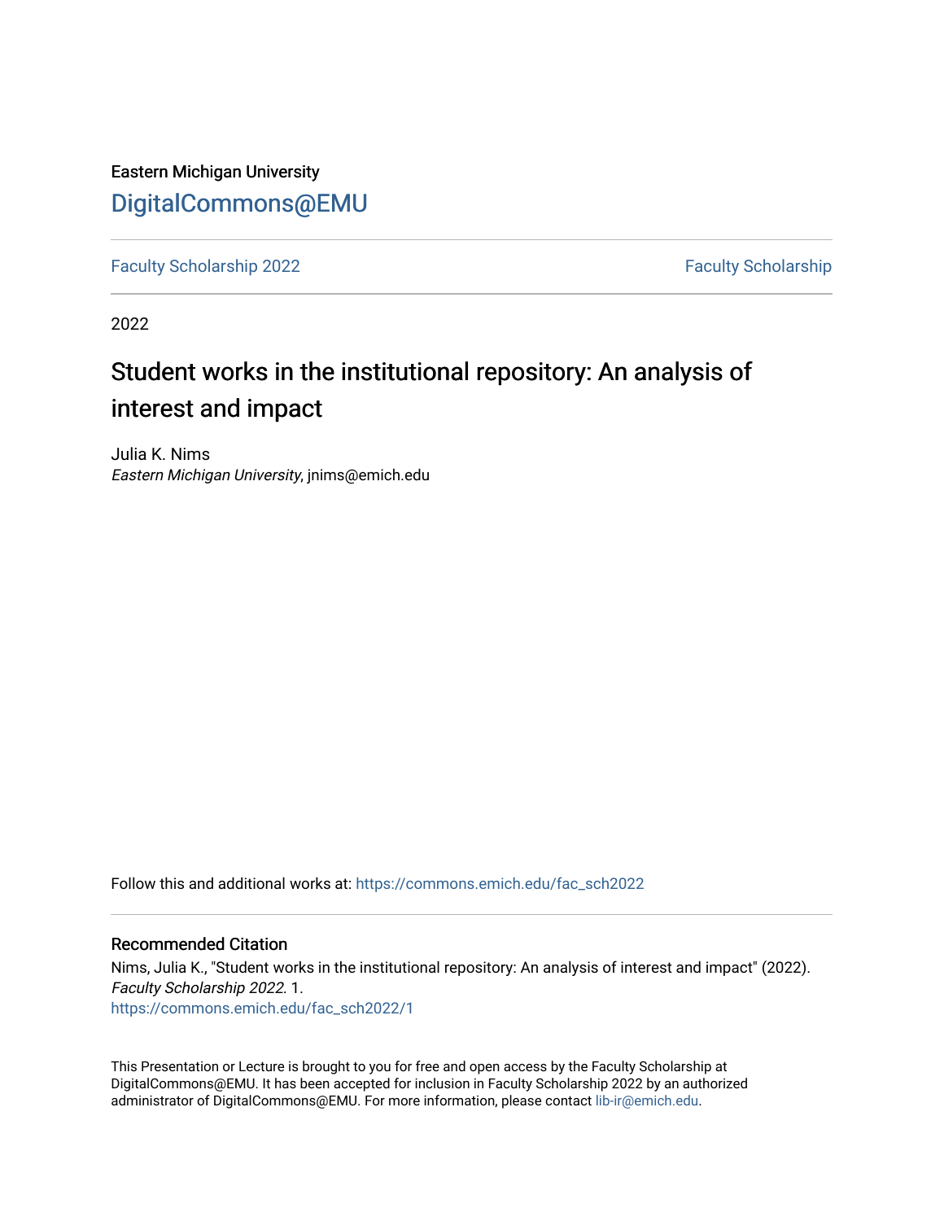Eastern Michigan University

DigitalCommons@EMU

Faculty Scholarship 2022 | Faculty Scholarship

2022

# Student works in the institutional repository: An analysis of interest and impact

Julia K. Nims
*Eastern Michigan University*, jnims@emich.edu

Follow this and additional works at: https://commons.emich.edu/fac_sch2022

## Recommended Citation

Nims, Julia K., "Student works in the institutional repository: An analysis of interest and impact" (2022). *Faculty Scholarship 2022*. 1.
https://commons.emich.edu/fac_sch2022/1

This Presentation or Lecture is brought to you for free and open access by the Faculty Scholarship at DigitalCommons@EMU. It has been accepted for inclusion in Faculty Scholarship 2022 by an authorized administrator of DigitalCommons@EMU. For more information, please contact lib-ir@emich.edu.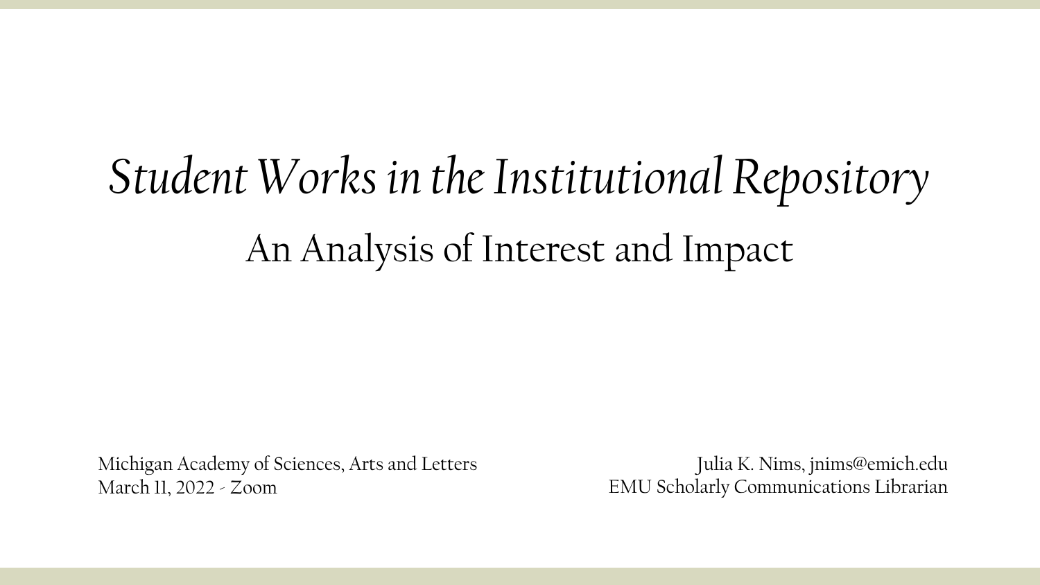# *Student Works in the Institutional Repository*

## An Analysis of Interest and Impact

Michigan Academy of Sciences, Arts and Letters
March 11, 2022 - Zoom

Julia K. Nims, jnims@emich.edu
EMU Scholarly Communications Librarian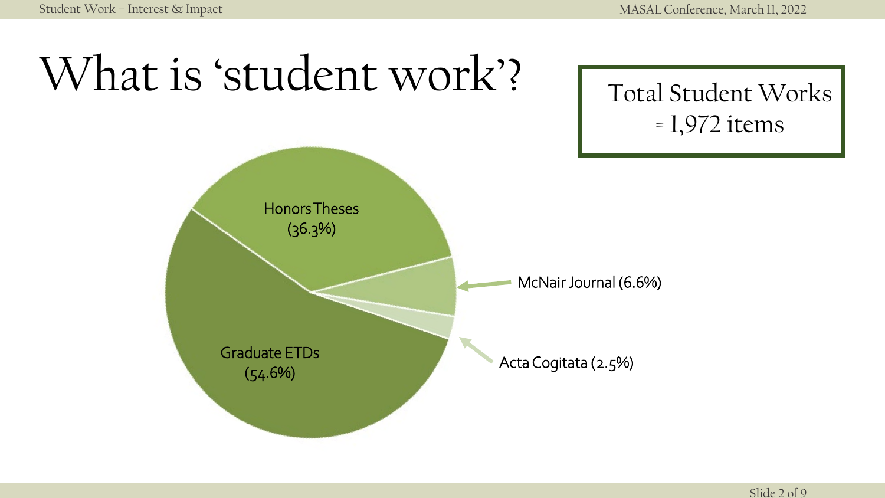# What is 'student work'?

Total Student Works = 1,972 items

- Graduate ETDs (54.6%)
- Honors Theses (36.3%)
- McNair Journal (6.6%)
- Acta Cogitata (2.5%)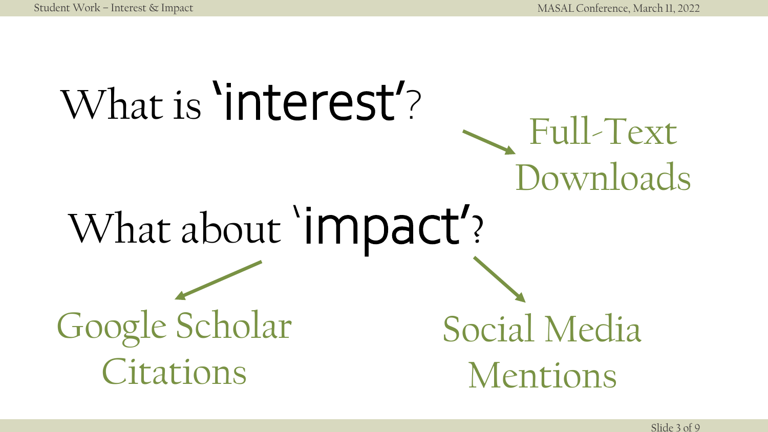# What is 'interest'?

Full-Text Downloads

# What about 'impact'?

Google Scholar Citations

Social Media Mentions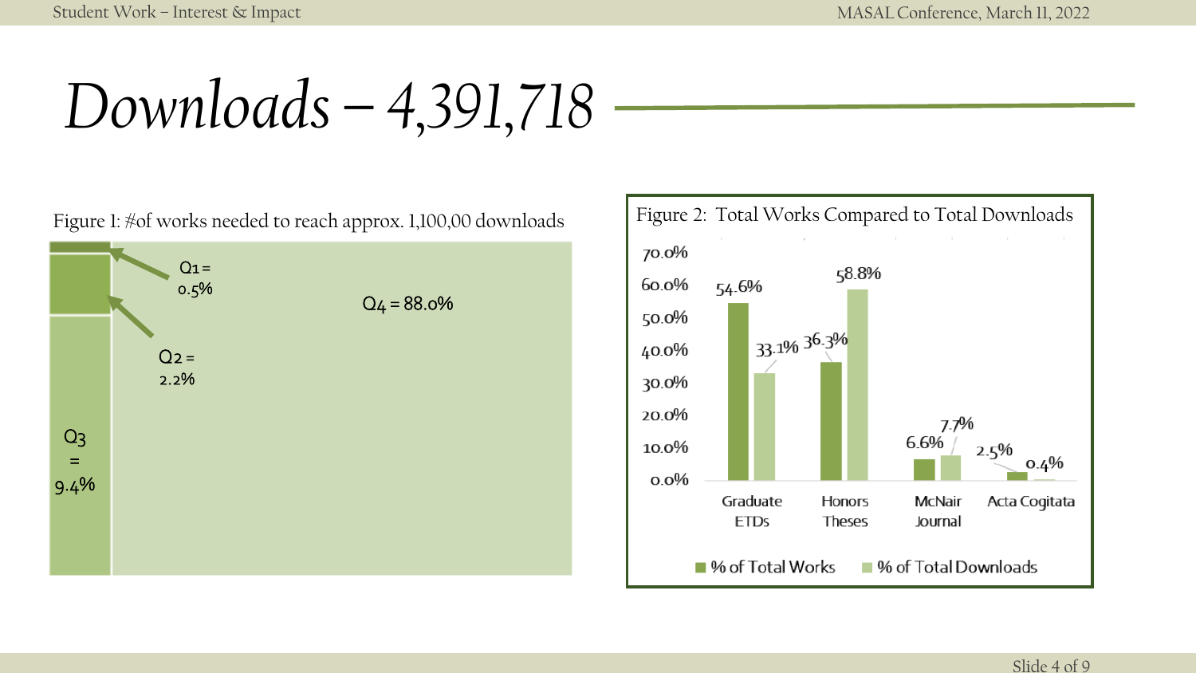# *Downloads – 4,391,718*

Figure 1: #of works needed to reach approx. 1,100,00 downloads

Q1 = 0.5%

Q2 = 2.2%

Q3 = 9.4%

Q4 = 88.0%

Figure 2: Total Works Compared to Total Downloads

| | % of Total Works | % of Total Downloads |
|---|---|---|
| Graduate ETDs | 54.6% | 33.1% |
| Honors Theses | 36.3% | 58.8% |
| McNair Journal | 6.6% | 7.7% |
| Acta Cogitata | 2.5% | 0.4% |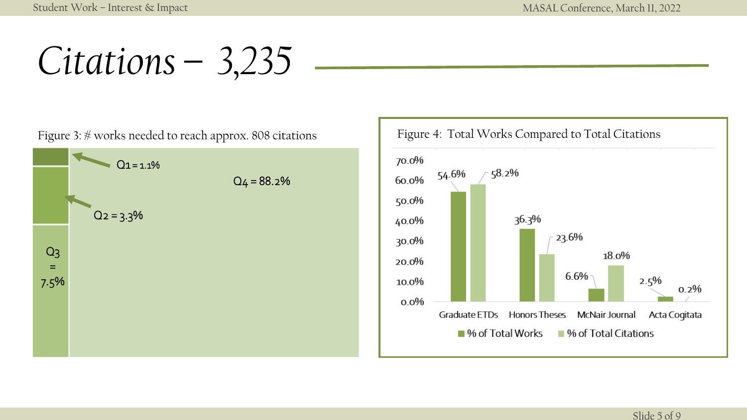# *Citations – 3,235*

Figure 3: # works needed to reach approx. 808 citations

Q1 = 1.1%

Q2 = 3.3%

Q3 = 7.5%

Q4 = 88.2%

Figure 4: Total Works Compared to Total Citations

| | % of Total Works | % of Total Citations |
|---|---|---|
| Graduate ETDs | 54.6% | 58.2% |
| Honors Theses | 36.3% | 23.6% |
| McNair Journal | 6.6% | 18.0% |
| Acta Cogitata | 2.5% | 0.2% |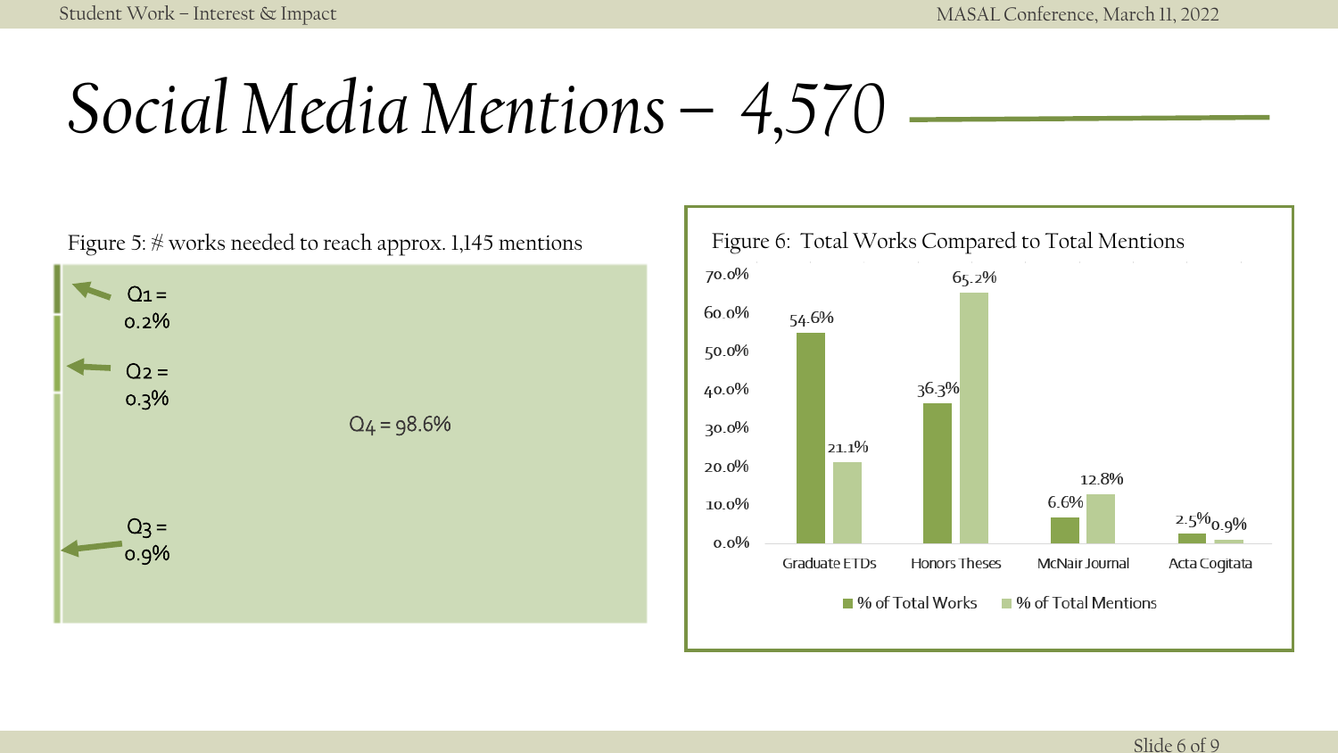# Social Media Mentions – 4,570

Figure 5: # works needed to reach approx. 1,145 mentions

Q1 = 0.2%

Q2 = 0.3%

Q3 = 0.9%

Q4 = 98.6%

Figure 6: Total Works Compared to Total Mentions

| | % of Total Works | % of Total Mentions |
|---|---|---|
| Graduate ETDs | 54.6% | 21.1% |
| Honors Theses | 36.3% | 65.2% |
| McNair Journal | 6.6% | 12.8% |
| Acta Cogitata | 2.5% | 0.9% |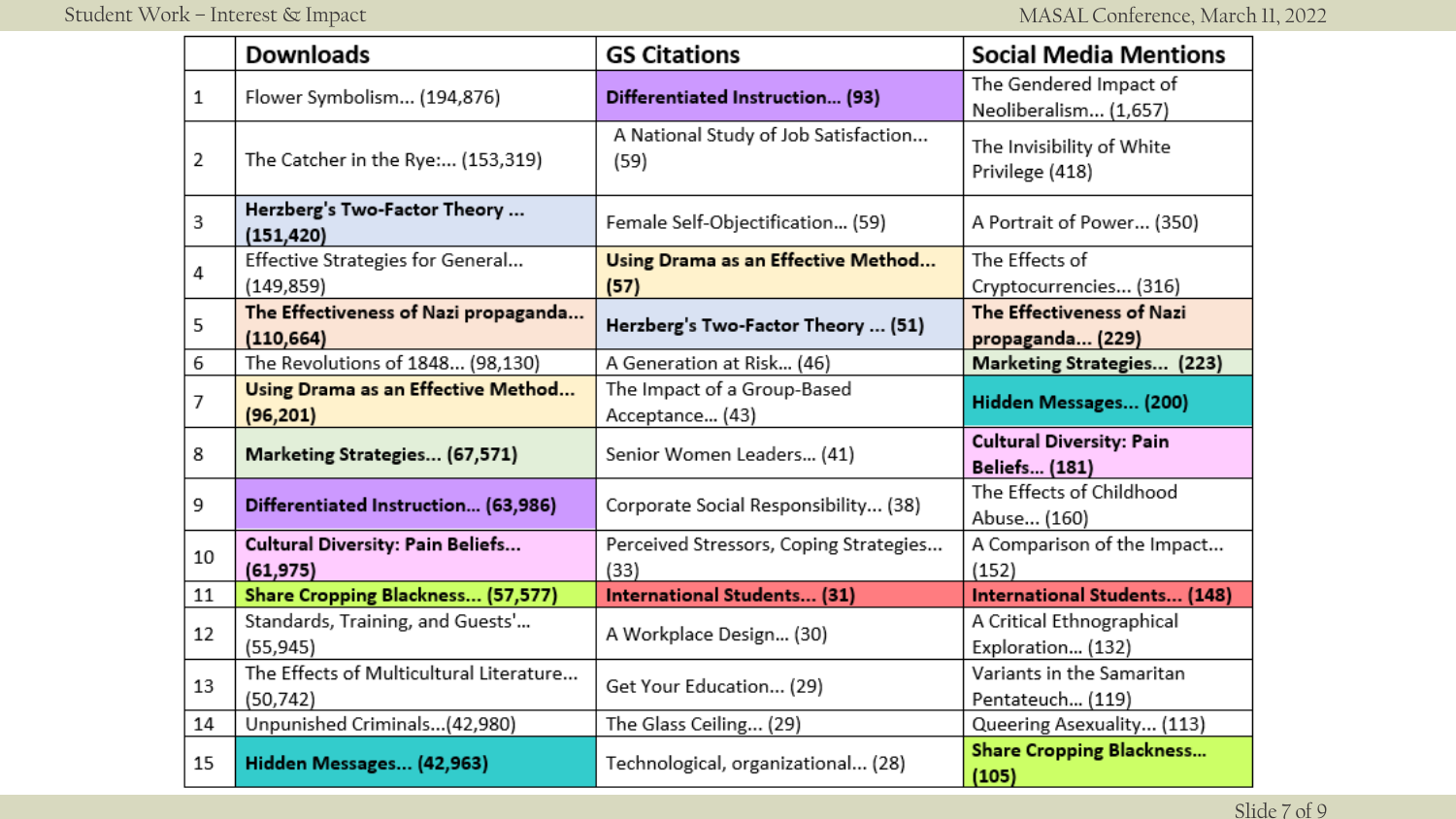| | Downloads | GS Citations | Social Media Mentions |
|---|---|---|---|
| 1 | Flower Symbolism... (194,876) | **Differentiated Instruction... (93)** | The Gendered Impact of Neoliberalism... (1,657) |
| 2 | The Catcher in the Rye:... (153,319) | A National Study of Job Satisfaction... (59) | The Invisibility of White Privilege (418) |
| 3 | **Herzberg's Two-Factor Theory ... (151,420)** | Female Self-Objectification... (59) | A Portrait of Power... (350) |
| 4 | Effective Strategies for General... (149,859) | **Using Drama as an Effective Method... (57)** | The Effects of Cryptocurrencies... (316) |
| 5 | **The Effectiveness of Nazi propaganda... (110,664)** | **Herzberg's Two-Factor Theory ... (51)** | **The Effectiveness of Nazi propaganda... (229)** |
| 6 | The Revolutions of 1848... (98,130) | A Generation at Risk... (46) | **Marketing Strategies... (223)** |
| 7 | **Using Drama as an Effective Method... (96,201)** | The Impact of a Group-Based Acceptance... (43) | **Hidden Messages... (200)** |
| 8 | **Marketing Strategies... (67,571)** | Senior Women Leaders... (41) | **Cultural Diversity: Pain Beliefs... (181)** |
| 9 | **Differentiated Instruction... (63,986)** | Corporate Social Responsibility... (38) | The Effects of Childhood Abuse... (160) |
| 10 | **Cultural Diversity: Pain Beliefs... (61,975)** | Perceived Stressors, Coping Strategies... (33) | A Comparison of the Impact... (152) |
| 11 | **Share Cropping Blackness... (57,577)** | **International Students... (31)** | **International Students... (148)** |
| 12 | Standards, Training, and Guests'... (55,945) | A Workplace Design... (30) | A Critical Ethnographical Exploration... (132) |
| 13 | The Effects of Multicultural Literature... (50,742) | Get Your Education... (29) | Variants in the Samaritan Pentateuch... (119) |
| 14 | Unpunished Criminals...(42,980) | The Glass Ceiling... (29) | Queering Asexuality... (113) |
| 15 | **Hidden Messages... (42,963)** | Technological, organizational... (28) | **Share Cropping Blackness... (105)** |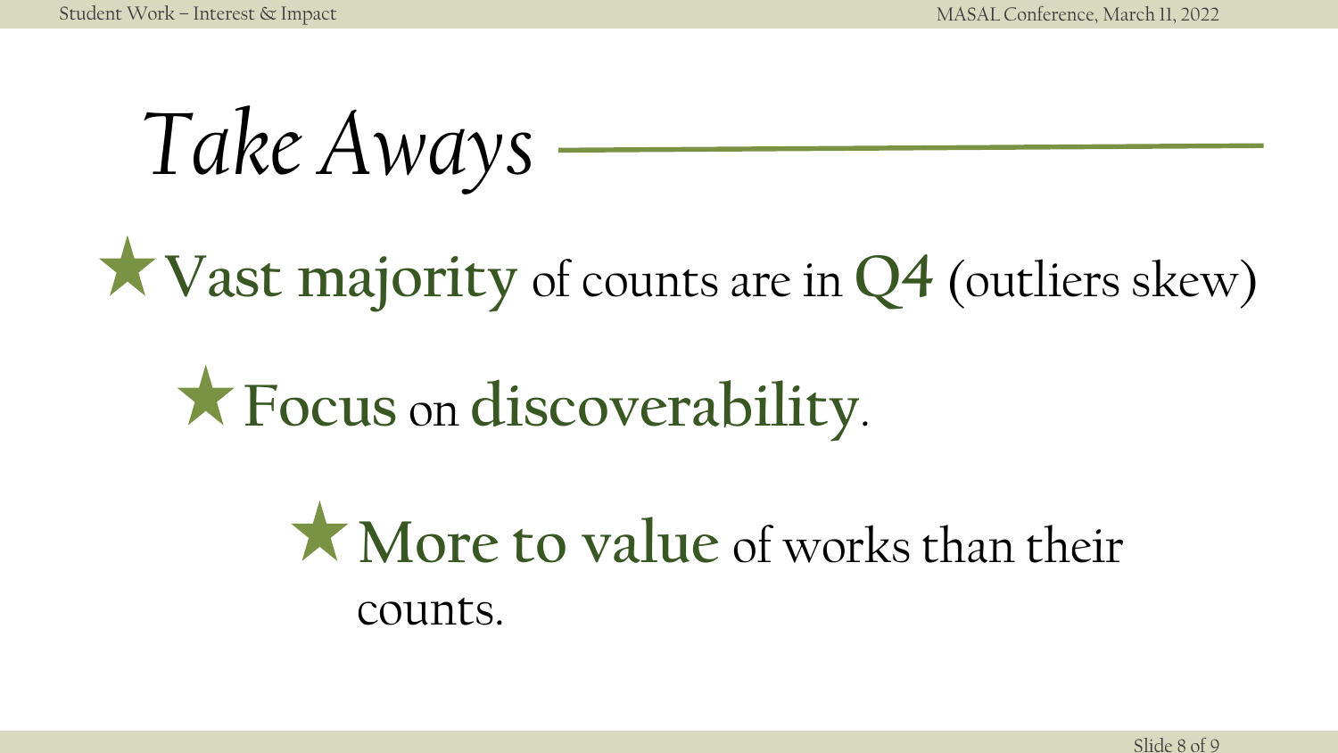# *Take Aways*

- ★ **Vast majority** of counts are in **Q4** (outliers skew)
- ★ **Focus** on **discoverability**.
- ★ **More to value** of works than their counts.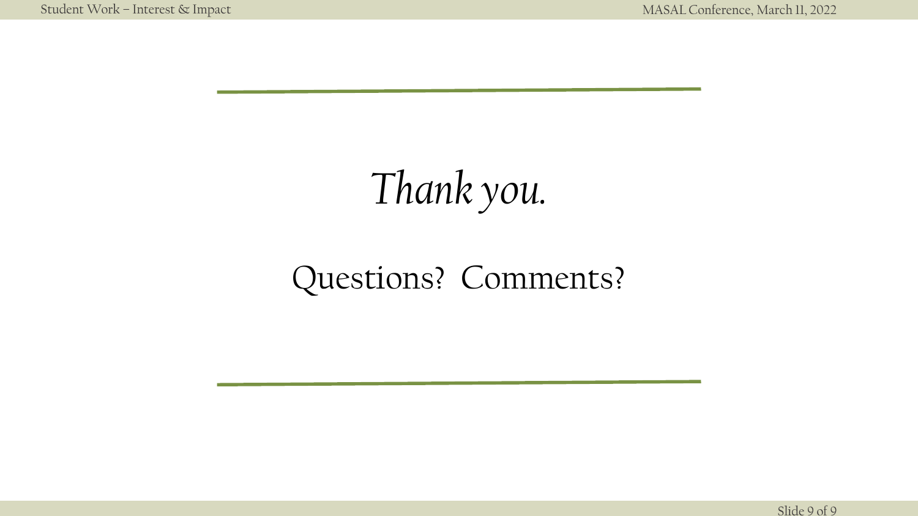*Thank you.*

Questions? Comments?